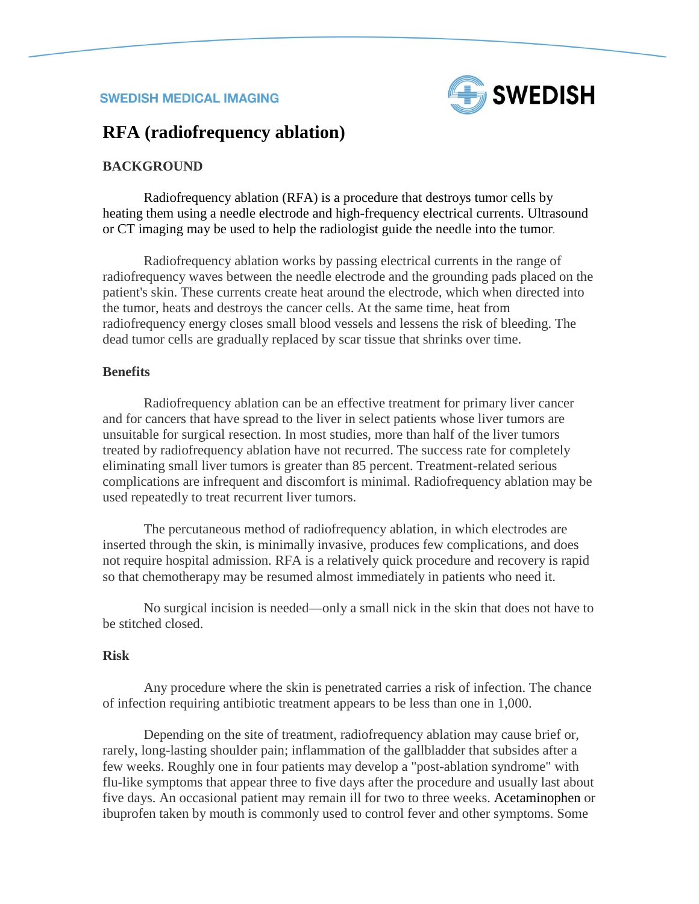SWEDISH MEDICAL IMAGING

SWEDISH

# RFA (radiofrequency ablation)

## BACKGROUND

Radiofrequency ablation (RFA) is a procedure that destroys tumor cells by heating them using a needle electrode and high-frequency electrical currents. Ultrasound or CT imaging may be used to help the radiologist guide the needle into the tumor.

Radiofrequency ablation works by passing electrical currents in the range of radiofrequency waves between the needle electrode and the grounding pads placed on the patient's skin. These currents create heat around the electrode, which when directed into the tumor, heats and destroys the cancer cells. At the same time, heat from radiofrequency energy closes small blood vessels and lessens the risk of bleeding. The dead tumor cells are gradually replaced by scar tissue that shrinks over time.

### Benefits

Radiofrequency ablation can be an effective treatment for primary liver cancer and for cancers that have spread to the liver in select patients whose liver tumors are unsuitable for surgical resection. In most studies, more than half of the liver tumors treated by radiofrequency ablation have not recurred. The success rate for completely eliminating small liver tumors is greater than 85 percent. Treatment-related serious complications are infrequent and discomfort is minimal. Radiofrequency ablation may be used repeatedly to treat recurrent liver tumors.

The percutaneous method of radiofrequency ablation, in which electrodes are inserted through the skin, is minimally invasive, produces few complications, and does not require hospital admission. RFA is a relatively quick procedure and recovery is rapid so that chemotherapy may be resumed almost immediately in patients who need it.

No surgical incision is needed—only a small nick in the skin that does not have to be stitched closed.

### Risk

Any procedure where the skin is penetrated carries a risk of infection. The chance of infection requiring antibiotic treatment appears to be less than one in 1,000.

Depending on the site of treatment, radiofrequency ablation may cause brief or, rarely, long-lasting shoulder pain; inflammation of the gallbladder that subsides after a few weeks. Roughly one in four patients may develop a "post-ablation syndrome" with flu-like symptoms that appear three to five days after the procedure and usually last about five days. An occasional patient may remain ill for two to three weeks. Acetaminophen or ibuprofen taken by mouth is commonly used to control fever and other symptoms. Some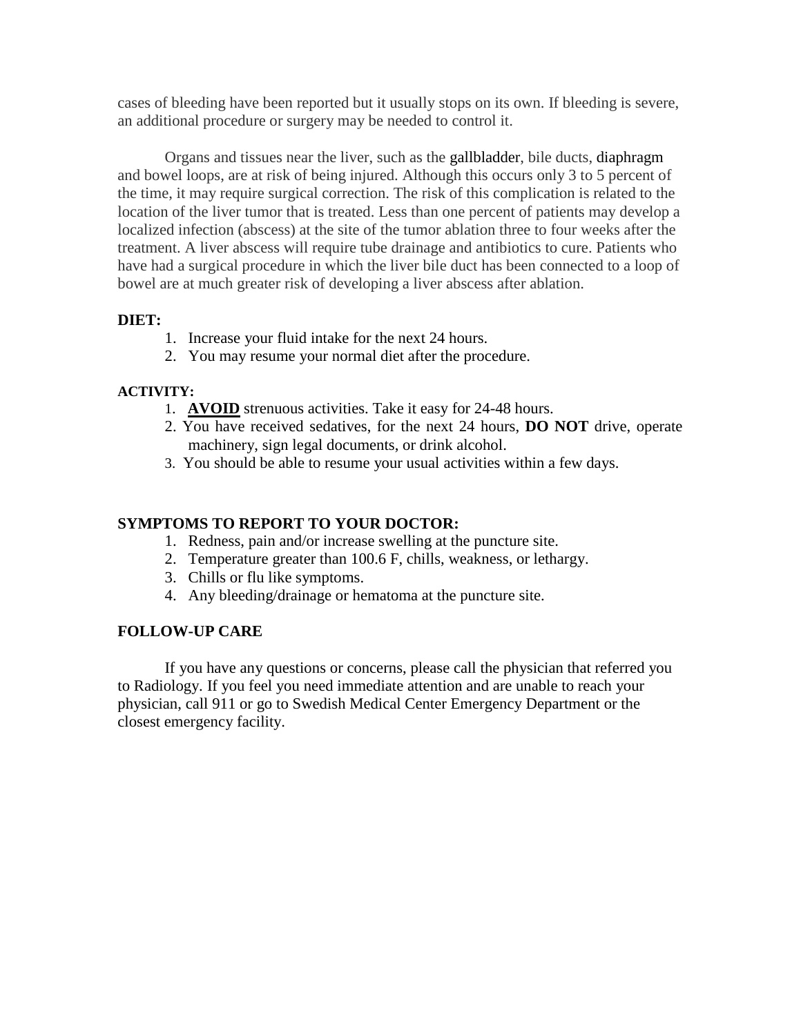cases of bleeding have been reported but it usually stops on its own. If bleeding is severe, an additional procedure or surgery may be needed to control it.

Organs and tissues near the liver, such as the gallbladder, bile ducts, diaphragm and bowel loops, are at risk of being injured. Although this occurs only 3 to 5 percent of the time, it may require surgical correction. The risk of this complication is related to the location of the liver tumor that is treated. Less than one percent of patients may develop a localized infection (abscess) at the site of the tumor ablation three to four weeks after the treatment. A liver abscess will require tube drainage and antibiotics to cure. Patients who have had a surgical procedure in which the liver bile duct has been connected to a loop of bowel are at much greater risk of developing a liver abscess after ablation.

**DIET:**

1. Increase your fluid intake for the next 24 hours.
2. You may resume your normal diet after the procedure.

**ACTIVITY:**

1. **AVOID** strenuous activities. Take it easy for 24-48 hours.
2. You have received sedatives, for the next 24 hours, **DO NOT** drive, operate machinery, sign legal documents, or drink alcohol.
3. You should be able to resume your usual activities within a few days.

**SYMPTOMS TO REPORT TO YOUR DOCTOR:**

1. Redness, pain and/or increase swelling at the puncture site.
2. Temperature greater than 100.6 F, chills, weakness, or lethargy.
3. Chills or flu like symptoms.
4. Any bleeding/drainage or hematoma at the puncture site.

**FOLLOW-UP CARE**

If you have any questions or concerns, please call the physician that referred you to Radiology. If you feel you need immediate attention and are unable to reach your physician, call 911 or go to Swedish Medical Center Emergency Department or the closest emergency facility.